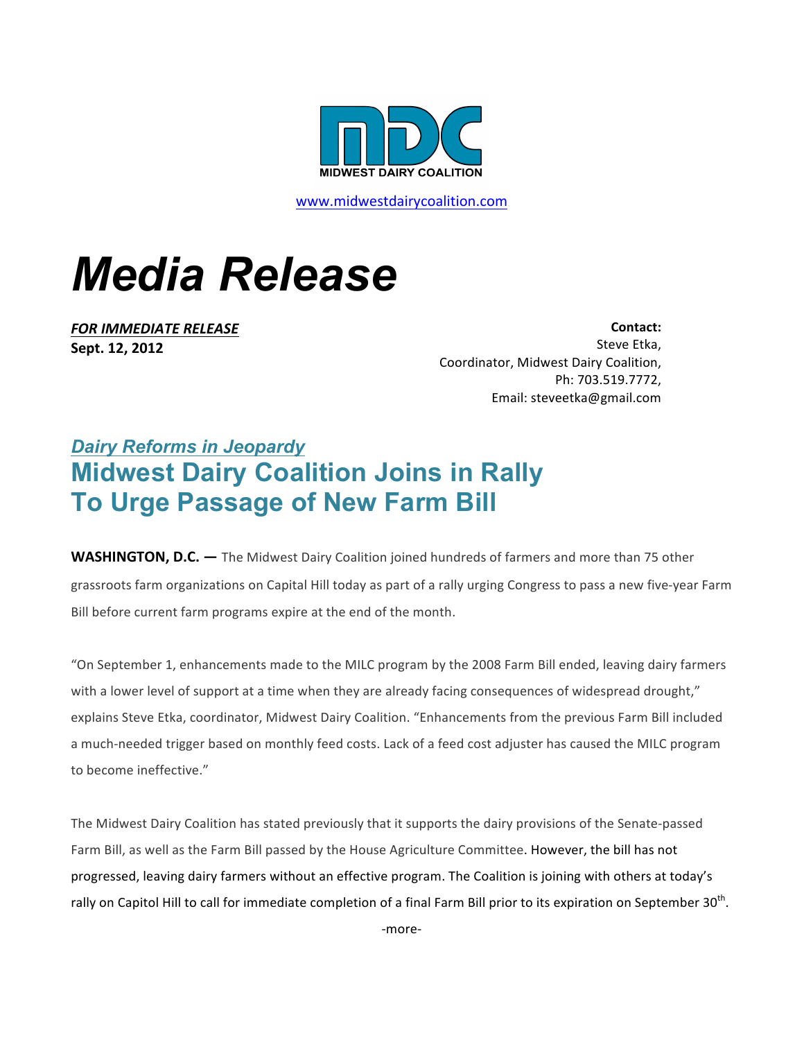MIDWEST DAIRY COALITION

www.midwestdairycoalition.com

# *Media Release*

***FOR IMMEDIATE RELEASE***
**Sept. 12, 2012**

**Contact:**
Steve Etka,
Coordinator, Midwest Dairy Coalition,
Ph: 703.519.7772,
Email: steveetka@gmail.com

## *Dairy Reforms in Jeopardy*

## Midwest Dairy Coalition Joins in Rally To Urge Passage of New Farm Bill

**WASHINGTON, D.C. —** The Midwest Dairy Coalition joined hundreds of farmers and more than 75 other grassroots farm organizations on Capital Hill today as part of a rally urging Congress to pass a new five-year Farm Bill before current farm programs expire at the end of the month.

"On September 1, enhancements made to the MILC program by the 2008 Farm Bill ended, leaving dairy farmers with a lower level of support at a time when they are already facing consequences of widespread drought," explains Steve Etka, coordinator, Midwest Dairy Coalition. "Enhancements from the previous Farm Bill included a much-needed trigger based on monthly feed costs. Lack of a feed cost adjuster has caused the MILC program to become ineffective."

The Midwest Dairy Coalition has stated previously that it supports the dairy provisions of the Senate-passed Farm Bill, as well as the Farm Bill passed by the House Agriculture Committee. However, the bill has not progressed, leaving dairy farmers without an effective program. The Coalition is joining with others at today's rally on Capitol Hill to call for immediate completion of a final Farm Bill prior to its expiration on September 30th.

-more-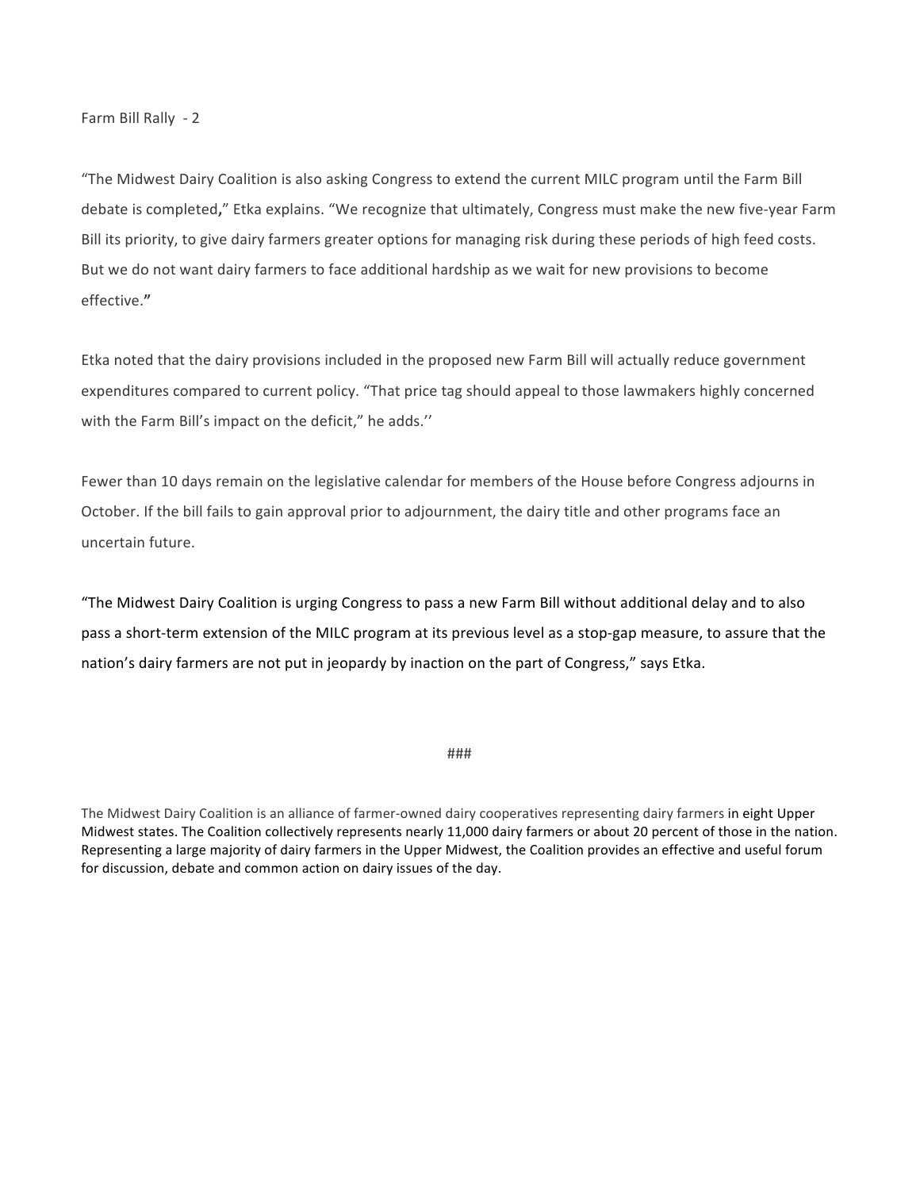“The Midwest Dairy Coalition is also asking Congress to extend the current MILC program until the Farm Bill debate is completed**,**” Etka explains. “We recognize that ultimately, Congress must make the new five-year Farm Bill its priority, to give dairy farmers greater options for managing risk during these periods of high feed costs. But we do not want dairy farmers to face additional hardship as we wait for new provisions to become effective.**”**

Etka noted that the dairy provisions included in the proposed new Farm Bill will actually reduce government expenditures compared to current policy. “That price tag should appeal to those lawmakers highly concerned with the Farm Bill’s impact on the deficit,” he adds.’’

Fewer than 10 days remain on the legislative calendar for members of the House before Congress adjourns in October. If the bill fails to gain approval prior to adjournment, the dairy title and other programs face an uncertain future.

“The Midwest Dairy Coalition is urging Congress to pass a new Farm Bill without additional delay and to also pass a short-term extension of the MILC program at its previous level as a stop-gap measure, to assure that the nation’s dairy farmers are not put in jeopardy by inaction on the part of Congress,” says Etka.

###

The Midwest Dairy Coalition is an alliance of farmer-owned dairy cooperatives representing dairy farmers in eight Upper Midwest states. The Coalition collectively represents nearly 11,000 dairy farmers or about 20 percent of those in the nation. Representing a large majority of dairy farmers in the Upper Midwest, the Coalition provides an effective and useful forum for discussion, debate and common action on dairy issues of the day.